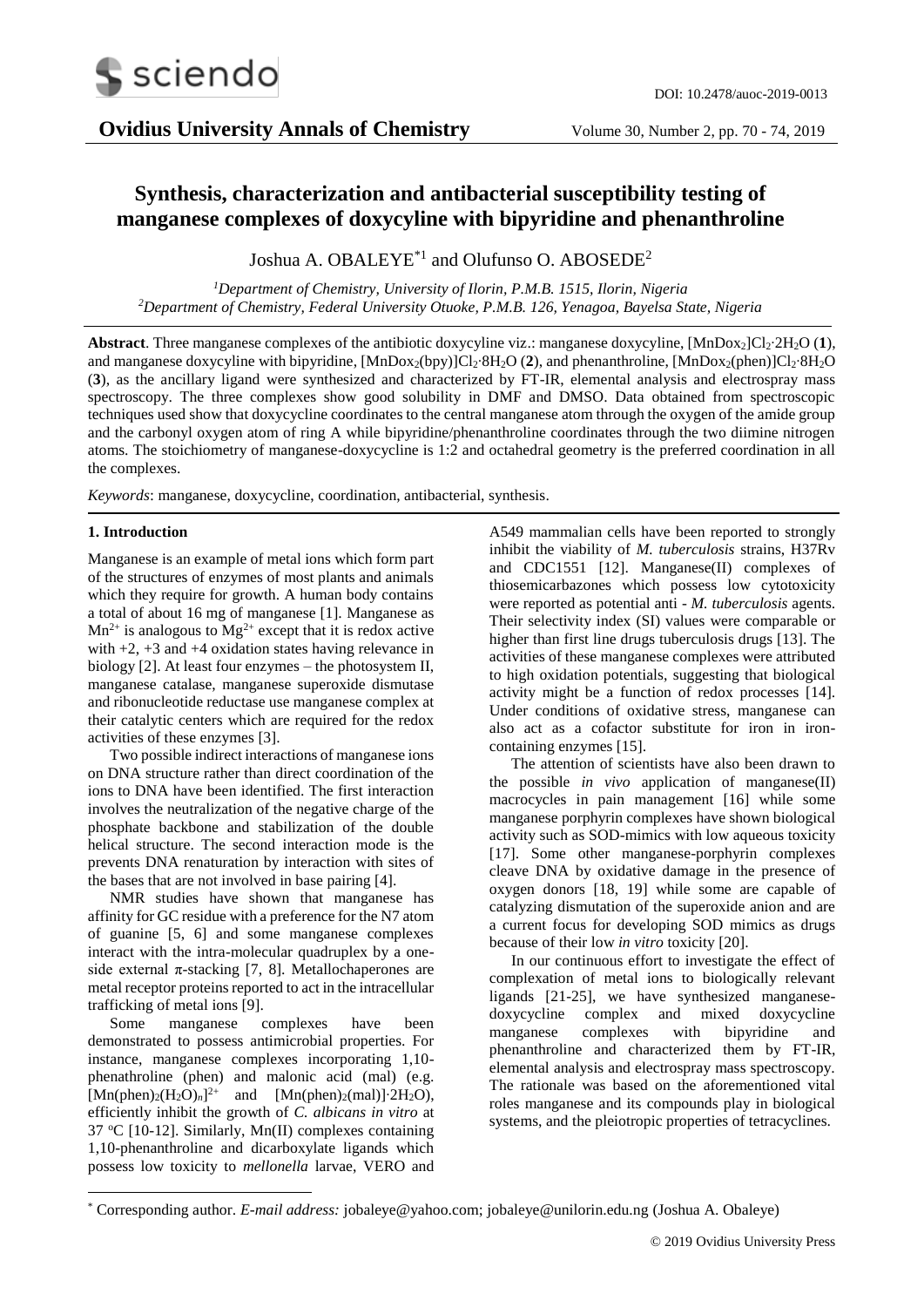# Synthesis, characterization and antibacterial susceptibility testing of manganese complexes of doxycyline with bipyridine and phenanthroline

Joshua A. OBALEYE[*1] and Olufunso O. ABOSEDE[2]

[1]*Department of Chemistry, University of Ilorin, P.M.B. 1515, Ilorin, Nigeria*
[2]*Department of Chemistry, Federal University Otuoke, P.M.B. 126, Yenagoa, Bayelsa State, Nigeria*

**Abstract**. Three manganese complexes of the antibiotic doxycyline viz.: manganese doxycyline, $[MnDox_2]Cl_2{\cdot}2H_2O$ (**1**), and manganese doxycyline with bipyridine, $[MnDox_2(bpy)]Cl_2{\cdot}8H_2O$ (**2**), and phenanthroline, $[MnDox_2(phen)]Cl_2{\cdot}8H_2O$ (**3**), as the ancillary ligand were synthesized and characterized by FT-IR, elemental analysis and electrospray mass spectroscopy. The three complexes show good solubility in DMF and DMSO. Data obtained from spectroscopic techniques used show that doxycycline coordinates to the central manganese atom through the oxygen of the amide group and the carbonyl oxygen atom of ring A while bipyridine/phenanthroline coordinates through the two diimine nitrogen atoms. The stoichiometry of manganese-doxycycline is 1:2 and octahedral geometry is the preferred coordination in all the complexes.

*Keywords*: manganese, doxycycline, coordination, antibacterial, synthesis.

## 1. Introduction

Manganese is an example of metal ions which form part of the structures of enzymes of most plants and animals which they require for growth. A human body contains a total of about 16 mg of manganese [1]. Manganese as $Mn^{2+}$ is analogous to $Mg^{2+}$ except that it is redox active with +2, +3 and +4 oxidation states having relevance in biology [2]. At least four enzymes – the photosystem II, manganese catalase, manganese superoxide dismutase and ribonucleotide reductase use manganese complex at their catalytic centers which are required for the redox activities of these enzymes [3].

Two possible indirect interactions of manganese ions on DNA structure rather than direct coordination of the ions to DNA have been identified. The first interaction involves the neutralization of the negative charge of the phosphate backbone and stabilization of the double helical structure. The second interaction mode is the prevents DNA renaturation by interaction with sites of the bases that are not involved in base pairing [4].

NMR studies have shown that manganese has affinity for GC residue with a preference for the N7 atom of guanine [5, 6] and some manganese complexes interact with the intra-molecular quadruplex by a one-side external π-stacking [7, 8]. Metallochaperones are metal receptor proteins reported to act in the intracellular trafficking of metal ions [9].

Some manganese complexes have been demonstrated to possess antimicrobial properties. For instance, manganese complexes incorporating 1,10-phenanthroline (phen) and malonic acid (mal) (e.g. $[Mn(phen)_2(H_2O)_n]^{2+}$ and $[Mn(phen)_2(mal)]{\cdot}2H_2O$), efficiently inhibit the growth of *C. albicans in vitro* at 37 °C [10-12]. Similarly, Mn(II) complexes containing 1,10-phenanthroline and dicarboxylate ligands which possess low toxicity to *mellonella* larvae, VERO and A549 mammalian cells have been reported to strongly inhibit the viability of *M. tuberculosis* strains, H37Rv and CDC1551 [12]. Manganese(II) complexes of thiosemicarbazones which possess low cytotoxicity were reported as potential anti - *M. tuberculosis* agents. Their selectivity index (SI) values were comparable or higher than first line drugs tuberculosis drugs [13]. The activities of these manganese complexes were attributed to high oxidation potentials, suggesting that biological activity might be a function of redox processes [14]. Under conditions of oxidative stress, manganese can also act as a cofactor substitute for iron in iron-containing enzymes [15].

The attention of scientists have also been drawn to the possible *in vivo* application of manganese(II) macrocycles in pain management [16] while some manganese porphyrin complexes have shown biological activity such as SOD-mimics with low aqueous toxicity [17]. Some other manganese-porphyrin complexes cleave DNA by oxidative damage in the presence of oxygen donors [18, 19] while some are capable of catalyzing dismutation of the superoxide anion and are a current focus for developing SOD mimics as drugs because of their low *in vitro* toxicity [20].

In our continuous effort to investigate the effect of complexation of metal ions to biologically relevant ligands [21-25], we have synthesized manganese-doxycycline complex and mixed doxycycline manganese complexes with bipyridine and phenanthroline and characterized them by FT-IR, elemental analysis and electrospray mass spectroscopy. The rationale was based on the aforementioned vital roles manganese and its compounds play in biological systems, and the pleiotropic properties of tetracyclines.

* Corresponding author. *E-mail address:* jobaleye@yahoo.com; jobaleye@unilorin.edu.ng (Joshua A. Obaleye)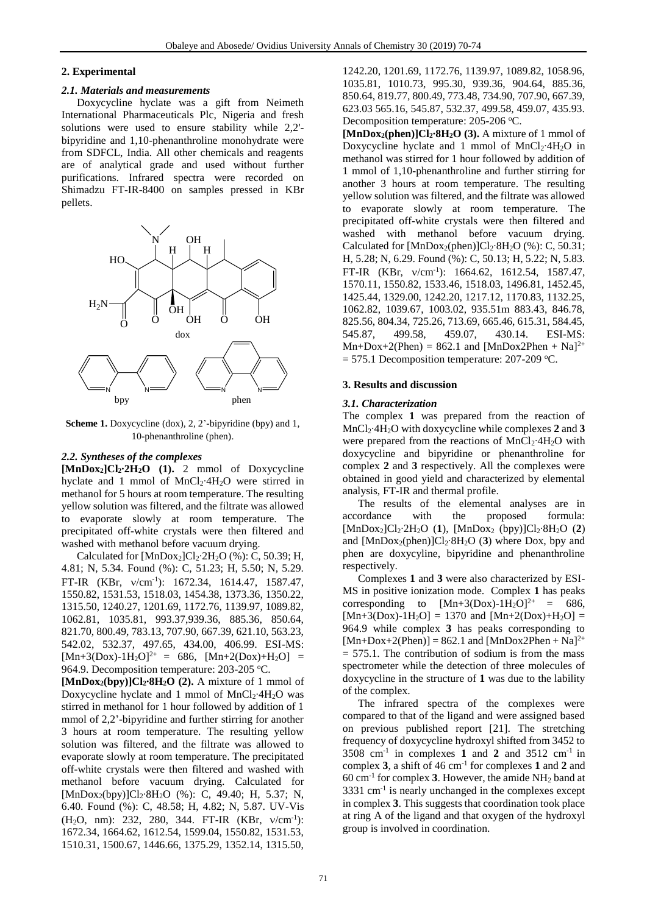## 2. Experimental

### 2.1. Materials and measurements

Doxycycline hyclate was a gift from Neimeth International Pharmaceuticals Plc, Nigeria and fresh solutions were used to ensure stability while 2,2'-bipyridine and 1,10-phenanthroline monohydrate were from SDFCL, India. All other chemicals and reagents are of analytical grade and used without further purifications. Infrared spectra were recorded on Shimadzu FT-IR-8400 on samples pressed in KBr pellets.

dox

bpy

phen

**Scheme 1.** Doxycycline (dox), 2, 2'-bipyridine (bpy) and 1, 10-phenanthroline (phen).

### 2.2. Syntheses of the complexes

**[$MnDox_2$]$Cl_2$·$2H_2O$ (1).** 2 mmol of Doxycycline hyclate and 1 mmol of $MnCl_2·4H_2O$ were stirred in methanol for 5 hours at room temperature. The resulting yellow solution was filtered, and the filtrate was allowed to evaporate slowly at room temperature. The precipitated off-white crystals were then filtered and washed with methanol before vacuum drying.

Calculated for [$MnDox_2$]$Cl_2$·$2H_2O$ (%): C, 50.39; H, 4.81; N, 5.34. Found (%): C, 51.23; H, 5.50; N, 5.29. FT-IR (KBr, ν/cm[-1]): 1672.34, 1614.47, 1587.47, 1550.82, 1531.53, 1518.03, 1454.38, 1373.36, 1350.22, 1315.50, 1240.27, 1201.69, 1172.76, 1139.97, 1089.82, 1062.81, 1035.81, 993.37,939.36, 885.36, 850.64, 821.70, 800.49, 783.13, 707.90, 667.39, 621.10, 563.23, 542.02, 532.37, 497.65, 434.00, 406.99. ESI-MS: $[Mn+3(Dox)-1H_2O]^{2+}$ = 686, $[Mn+2(Dox)+H_2O]$ = 964.9. Decomposition temperature: 203-205 °C.

**[$MnDox_2$(bpy)]$Cl_2$·$8H_2O$ (2).** A mixture of 1 mmol of Doxycycline hyclate and 1 mmol of $MnCl_2·4H_2O$ was stirred in methanol for 1 hour followed by addition of 1 mmol of 2,2'-bipyridine and further stirring for another 3 hours at room temperature. The resulting yellow solution was filtered, and the filtrate was allowed to evaporate slowly at room temperature. The precipitated off-white crystals were then filtered and washed with methanol before vacuum drying. Calculated for [$MnDox_2$(bpy)]$Cl_2$·$8H_2O$ (%): C, 49.40; H, 5.37; N, 6.40. Found (%): C, 48.58; H, 4.82; N, 5.87. UV-Vis ($H_2O$, nm): 232, 280, 344. FT-IR (KBr, ν/cm[-1]): 1672.34, 1664.62, 1612.54, 1599.04, 1550.82, 1531.53, 1510.31, 1500.67, 1446.66, 1375.29, 1352.14, 1315.50, 1242.20, 1201.69, 1172.76, 1139.97, 1089.82, 1058.96, 1035.81, 1010.73, 995.30, 939.36, 904.64, 885.36, 850.64, 819.77, 800.49, 773.48, 734.90, 707.90, 667.39, 623.03 565.16, 545.87, 532.37, 499.58, 459.07, 435.93. Decomposition temperature: 205-206 °C.

**[$MnDox_2$(phen)]$Cl_2$·$8H_2O$ (3).** A mixture of 1 mmol of Doxycycline hyclate and 1 mmol of $MnCl_2·4H_2O$ in methanol was stirred for 1 hour followed by addition of 1 mmol of 1,10-phenanthroline and further stirring for another 3 hours at room temperature. The resulting yellow solution was filtered, and the filtrate was allowed to evaporate slowly at room temperature. The precipitated off-white crystals were then filtered and washed with methanol before vacuum drying. Calculated for [$MnDox_2$(phen)]$Cl_2$·$8H_2O$ (%): C, 50.31; H, 5.28; N, 6.29. Found (%): C, 50.13; H, 5.22; N, 5.83. FT-IR (KBr, ν/cm[-1]): 1664.62, 1612.54, 1587.47, 1570.11, 1550.82, 1533.46, 1518.03, 1496.81, 1452.45, 1425.44, 1329.00, 1242.20, 1217.12, 1170.83, 1132.25, 1062.82, 1039.67, 1003.02, 935.51m 883.43, 846.78, 825.56, 804.34, 725.26, 713.69, 665.46, 615.31, 584.45, 545.87, 499.58, 459.07, 430.14. ESI-MS: Mn+Dox+2(Phen) = 862.1 and $[MnDox2Phen + Na]^{2+}$ = 575.1 Decomposition temperature: 207-209 °C.

## 3. Results and discussion

### 3.1. Characterization

The complex **1** was prepared from the reaction of $MnCl_2·4H_2O$ with doxycycline while complexes **2** and **3** were prepared from the reactions of $MnCl_2·4H_2O$ with doxycycline and bipyridine or phenanthroline for complex **2** and **3** respectively. All the complexes were obtained in good yield and characterized by elemental analysis, FT-IR and thermal profile.

The results of the elemental analyses are in accordance with the proposed formula: [$MnDox_2$]$Cl_2$·$2H_2O$ (**1**), [$MnDox_2$ (bpy)]$Cl_2$·$8H_2O$ (**2**) and [$MnDox_2$(phen)]$Cl_2$·$8H_2O$ (**3**) where Dox, bpy and phen are doxycyline, bipyridine and phenanthroline respectively.

Complexes **1** and **3** were also characterized by ESI-MS in positive ionization mode. Complex **1** has peaks corresponding to $[Mn+3(Dox)-1H_2O]^{2+}$ = 686, $[Mn+3(Dox)-1H_2O]$ = 1370 and $[Mn+2(Dox)+H_2O]$ = 964.9 while complex **3** has peaks corresponding to [Mn+Dox+2(Phen)] = 862.1 and $[MnDox2Phen + Na]^{2+}$ = 575.1. The contribution of sodium is from the mass spectrometer while the detection of three molecules of doxycycline in the structure of **1** was due to the lability of the complex.

The infrared spectra of the complexes were compared to that of the ligand and were assigned based on previous published report [21]. The stretching frequency of doxycycline hydroxyl shifted from 3452 to 3508 cm[-1] in complexes **1** and **2** and 3512 cm[-1] in complex **3**, a shift of 46 cm[-1] for complexes **1** and **2** and 60 cm[-1] for complex **3**. However, the amide $NH_2$ band at 3331 cm[-1] is nearly unchanged in the complexes except in complex **3**. This suggests that coordination took place at ring A of the ligand and that oxygen of the hydroxyl group is involved in coordination.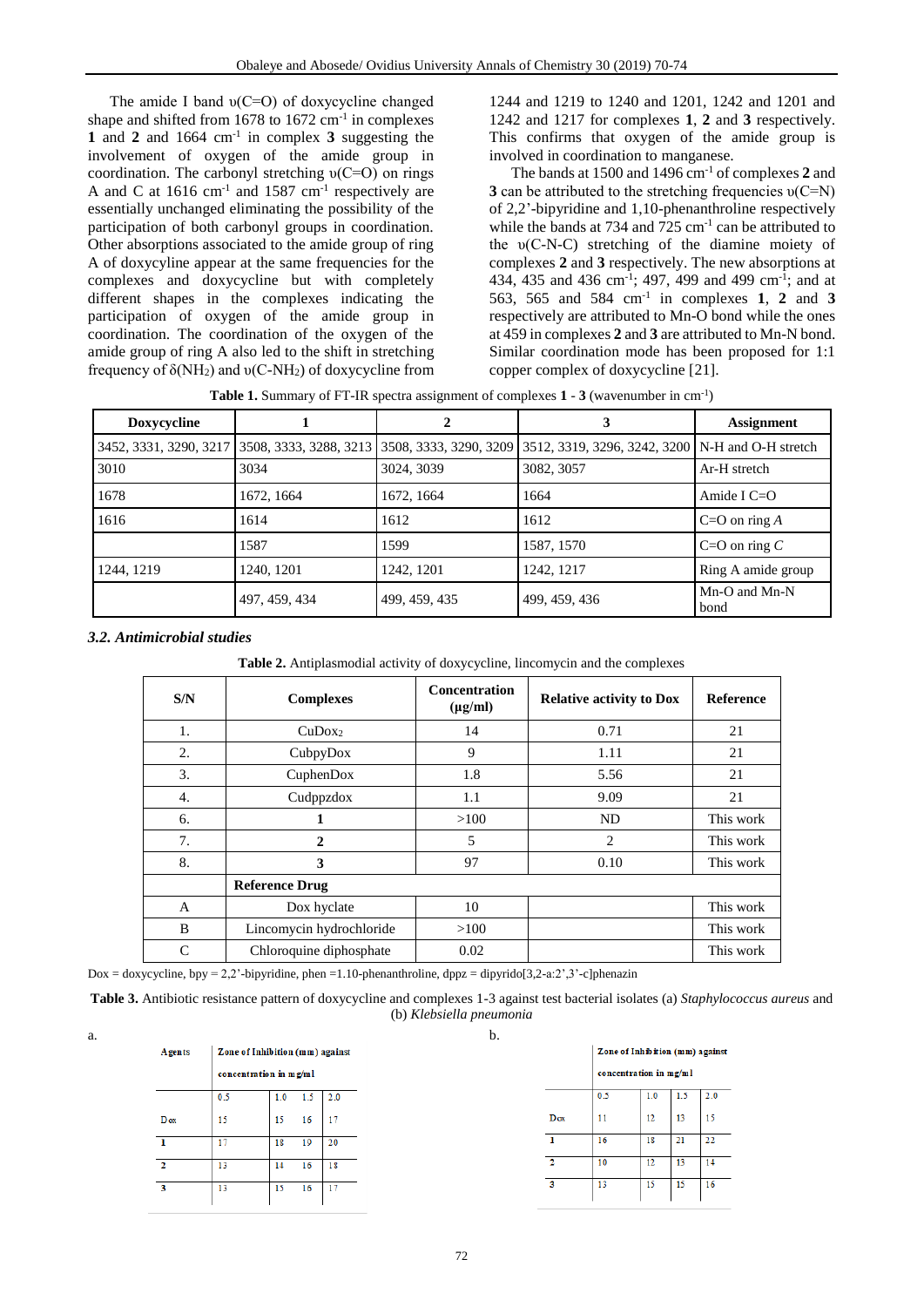The amide I band υ(C=O) of doxycycline changed shape and shifted from 1678 to 1672 $cm^{-1}$ in complexes **1** and **2** and 1664 $cm^{-1}$ in complex **3** suggesting the involvement of oxygen of the amide group in coordination. The carbonyl stretching υ(C=O) on rings A and C at 1616 $cm^{-1}$ and 1587 $cm^{-1}$ respectively are essentially unchanged eliminating the possibility of the participation of both carbonyl groups in coordination. Other absorptions associated to the amide group of ring A of doxycycline appear at the same frequencies for the complexes and doxycycline but with completely different shapes in the complexes indicating the participation of oxygen of the amide group in coordination. The coordination of the oxygen of the amide group of ring A also led to the shift in stretching frequency of δ($NH_2$) and υ(C-$NH_2$) of doxycycline from 1244 and 1219 to 1240 and 1201, 1242 and 1201 and 1242 and 1217 for complexes **1**, **2** and **3** respectively. This confirms that oxygen of the amide group is involved in coordination to manganese.

The bands at 1500 and 1496 $cm^{-1}$ of complexes **2** and **3** can be attributed to the stretching frequencies υ(C=N) of 2,2'-bipyridine and 1,10-phenanthroline respectively while the bands at 734 and 725 $cm^{-1}$ can be attributed to the υ(C-N-C) stretching of the diamine moiety of complexes **2** and **3** respectively. The new absorptions at 434, 435 and 436 $cm^{-1}$; 497, 499 and 499 $cm^{-1}$; and at 563, 565 and 584 $cm^{-1}$ in complexes **1**, **2** and **3** respectively are attributed to Mn-O bond while the ones at 459 in complexes **2** and **3** are attributed to Mn-N bond. Similar coordination mode has been proposed for 1:1 copper complex of doxycycline [21].

**Table 1.** Summary of FT-IR spectra assignment of complexes **1** - **3** (wavenumber in $cm^{-1}$)

| Doxycycline | 1 | 2 | 3 | Assignment |
|---|---|---|---|---|
| 3452, 3331, 3290, 3217 | 3508, 3333, 3288, 3213 | 3508, 3333, 3290, 3209 | 3512, 3319, 3296, 3242, 3200 | N-H and O-H stretch |
| 3010 | 3034 | 3024, 3039 | 3082, 3057 | Ar-H stretch |
| 1678 | 1672, 1664 | 1672, 1664 | 1664 | Amide I C=O |
| 1616 | 1614 | 1612 | 1612 | C=O on ring *A* |
| | 1587 | 1599 | 1587, 1570 | C=O on ring *C* |
| 1244, 1219 | 1240, 1201 | 1242, 1201 | 1242, 1217 | Ring A amide group |
| | 497, 459, 434 | 499, 459, 435 | 499, 459, 436 | Mn-O and Mn-N bond |

### *3.2. Antimicrobial studies*

**Table 2.** Antiplasmodial activity of doxycycline, lincomycin and the complexes

| S/N | Complexes | Concentration (μg/ml) | Relative activity to Dox | Reference |
|---|---|---|---|---|
| 1. | $CuDox_2$ | 14 | 0.71 | 21 |
| 2. | CubpyDox | 9 | 1.11 | 21 |
| 3. | CuphenDox | 1.8 | 5.56 | 21 |
| 4. | Cudppzdox | 1.1 | 9.09 | 21 |
| 6. | **1** | >100 | ND | This work |
| 7. | **2** | 5 | 2 | This work |
| 8. | **3** | 97 | 0.10 | This work |
| | **Reference Drug** | | | |
| A | Dox hyclate | 10 | | This work |
| B | Lincomycin hydrochloride | >100 | | This work |
| C | Chloroquine diphosphate | 0.02 | | This work |

Dox = doxycycline, bpy = 2,2'-bipyridine, phen =1.10-phenanthroline, dppz = dipyrido[3,2-a:2',3'-c]phenazin

**Table 3.** Antibiotic resistance pattern of doxycycline and complexes 1-3 against test bacterial isolates (a) *Staphylococcus aureus* and (b) *Klebsiella pneumonia*

a.

| Agents | Zone of Inhibition (mm) against concentration in mg/ml | | | |
|---|---|---|---|---|
| | 0.5 | 1.0 | 1.5 | 2.0 |
| Dox | 15 | 15 | 16 | 17 |
| 1 | 17 | 18 | 19 | 20 |
| 2 | 13 | 14 | 16 | 18 |
| 3 | 13 | 15 | 16 | 17 |

b.

| | Zone of Inhibition (mm) against concentration in mg/ml | | | |
|---|---|---|---|---|
| | 0.5 | 1.0 | 1.5 | 2.0 |
| Dox | 11 | 12 | 13 | 15 |
| 1 | 16 | 18 | 21 | 22 |
| 2 | 10 | 12 | 13 | 14 |
| 3 | 13 | 15 | 15 | 16 |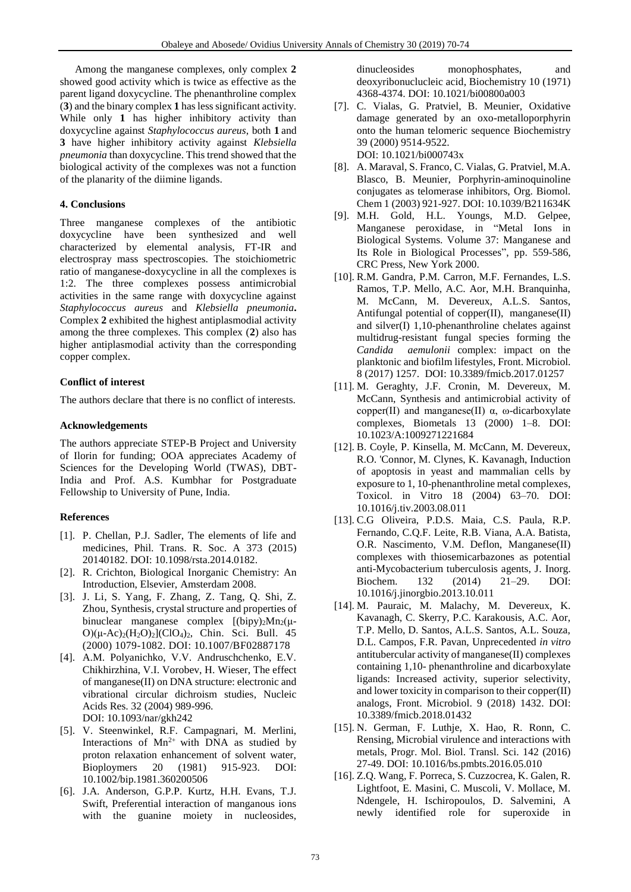Among the manganese complexes, only complex **2** showed good activity which is twice as effective as the parent ligand doxycycline. The phenanthroline complex (**3**) and the binary complex **1** has less significant activity. While only **1** has higher inhibitory activity than doxycycline against *Staphylococcus aureus*, both **1** and **3** have higher inhibitory activity against *Klebsiella pneumonia* than doxycycline. This trend showed that the biological activity of the complexes was not a function of the planarity of the diimine ligands.

#### 4. Conclusions

Three manganese complexes of the antibiotic doxycycline have been synthesized and well characterized by elemental analysis, FT-IR and electrospray mass spectroscopies. The stoichiometric ratio of manganese-doxycycline in all the complexes is 1:2. The three complexes possess antimicrobial activities in the same range with doxycycline against *Staphylococcus aureus* and *Klebsiella pneumonia***.** Complex **2** exhibited the highest antiplasmodial activity among the three complexes. This complex (**2**) also has higher antiplasmodial activity than the corresponding copper complex.

#### Conflict of interest

The authors declare that there is no conflict of interests.

#### Acknowledgements

The authors appreciate STEP-B Project and University of Ilorin for funding; OOA appreciates Academy of Sciences for the Developing World (TWAS), DBT-India and Prof. A.S. Kumbhar for Postgraduate Fellowship to University of Pune, India.

#### References

[1]. P. Chellan, P.J. Sadler, The elements of life and medicines, Phil. Trans. R. Soc. A 373 (2015) 20140182. DOI: 10.1098/rsta.2014.0182.

[2]. R. Crichton, Biological Inorganic Chemistry: An Introduction, Elsevier, Amsterdam 2008.

[3]. J. Li, S. Yang, F. Zhang, Z. Tang, Q. Shi, Z. Zhou, Synthesis, crystal structure and properties of binuclear manganese complex $[(bipy)_2Mn_2(\mu\text{-}O)(\mu\text{-}Ac)_2(H_2O)_2](ClO_4)_2$, Chin. Sci. Bull. 45 (2000) 1079-1082. DOI: 10.1007/BF02887178

[4]. A.M. Polyanichko, V.V. Andruschchenko, E.V. Chikhirzhina, V.I. Vorobev, H. Wieser, The effect of manganese(II) on DNA structure: electronic and vibrational circular dichroism studies, Nucleic Acids Res. 32 (2004) 989-996. DOI: 10.1093/nar/gkh242

[5]. V. Steenwinkel, R.F. Campagnari, M. Merlini, Interactions of $Mn^{2+}$ with DNA as studied by proton relaxation enhancement of solvent water, Bioploymers 20 (1981) 915-923. DOI: 10.1002/bip.1981.360200506

[6]. J.A. Anderson, G.P.P. Kurtz, H.H. Evans, T.J. Swift, Preferential interaction of manganous ions with the guanine moiety in nucleosides, dinucleosides monophosphates, and deoxyribonuclucleic acid, Biochemistry 10 (1971) 4368-4374. DOI: 10.1021/bi00800a003

[7]. C. Vialas, G. Pratviel, B. Meunier, Oxidative damage generated by an oxo-metalloporphyrin onto the human telomeric sequence Biochemistry 39 (2000) 9514-9522. DOI: 10.1021/bi000743x

[8]. A. Maraval, S. Franco, C. Vialas, G. Pratviel, M.A. Blasco, B. Meunier, Porphyrin-aminoquinoline conjugates as telomerase inhibitors, Org. Biomol. Chem 1 (2003) 921-927. DOI: 10.1039/B211634K

[9]. M.H. Gold, H.L. Youngs, M.D. Gelpee, Manganese peroxidase, in "Metal Ions in Biological Systems. Volume 37: Manganese and Its Role in Biological Processes", pp. 559-586, CRC Press, New York 2000.

[10]. R.M. Gandra, P.M. Carron, M.F. Fernandes, L.S. Ramos, T.P. Mello, A.C. Aor, M.H. Branquinha, M. McCann, M. Devereux, A.L.S. Santos, Antifungal potential of copper(II), manganese(II) and silver(I) 1,10-phenanthroline chelates against multidrug-resistant fungal species forming the *Candida aemulonii* complex: impact on the planktonic and biofilm lifestyles, Front. Microbiol. 8 (2017) 1257. DOI: 10.3389/fmicb.2017.01257

[11]. M. Geraghty, J.F. Cronin, M. Devereux, M. McCann, Synthesis and antimicrobial activity of copper(II) and manganese(II) α, ω-dicarboxylate complexes, Biometals 13 (2000) 1–8. DOI: 10.1023/A:1009271221684

[12]. B. Coyle, P. Kinsella, M. McCann, M. Devereux, R.O. 'Connor, M. Clynes, K. Kavanagh, Induction of apoptosis in yeast and mammalian cells by exposure to 1, 10-phenanthroline metal complexes, Toxicol. in Vitro 18 (2004) 63–70. DOI: 10.1016/j.tiv.2003.08.011

[13]. C.G Oliveira, P.D.S. Maia, C.S. Paula, R.P. Fernando, C.Q.F. Leite, R.B. Viana, A.A. Batista, O.R. Nascimento, V.M. Deflon, Manganese(II) complexes with thiosemicarbazones as potential anti-Mycobacterium tuberculosis agents, J. Inorg. Biochem. 132 (2014) 21–29. DOI: 10.1016/j.jinorgbio.2013.10.011

[14]. M. Pauraic, M. Malachy, M. Devereux, K. Kavanagh, C. Skerry, P.C. Karakousis, A.C. Aor, T.P. Mello, D. Santos, A.L.S. Santos, A.L. Souza, D.L. Campos, F.R. Pavan, Unprecedented *in vitro* antitubercular activity of manganese(II) complexes containing 1,10- phenanthroline and dicarboxylate ligands: Increased activity, superior selectivity, and lower toxicity in comparison to their copper(II) analogs, Front. Microbiol. 9 (2018) 1432. DOI: 10.3389/fmicb.2018.01432

[15]. N. German, F. Luthje, X. Hao, R. Ronn, C. Rensing, Microbial virulence and interactions with metals, Progr. Mol. Biol. Transl. Sci. 142 (2016) 27-49. DOI: 10.1016/bs.pmbts.2016.05.010

[16]. Z.Q. Wang, F. Porreca, S. Cuzzocrea, K. Galen, R. Lightfoot, E. Masini, C. Muscoli, V. Mollace, M. Ndengele, H. Ischiropoulos, D. Salvemini, A newly identified role for superoxide in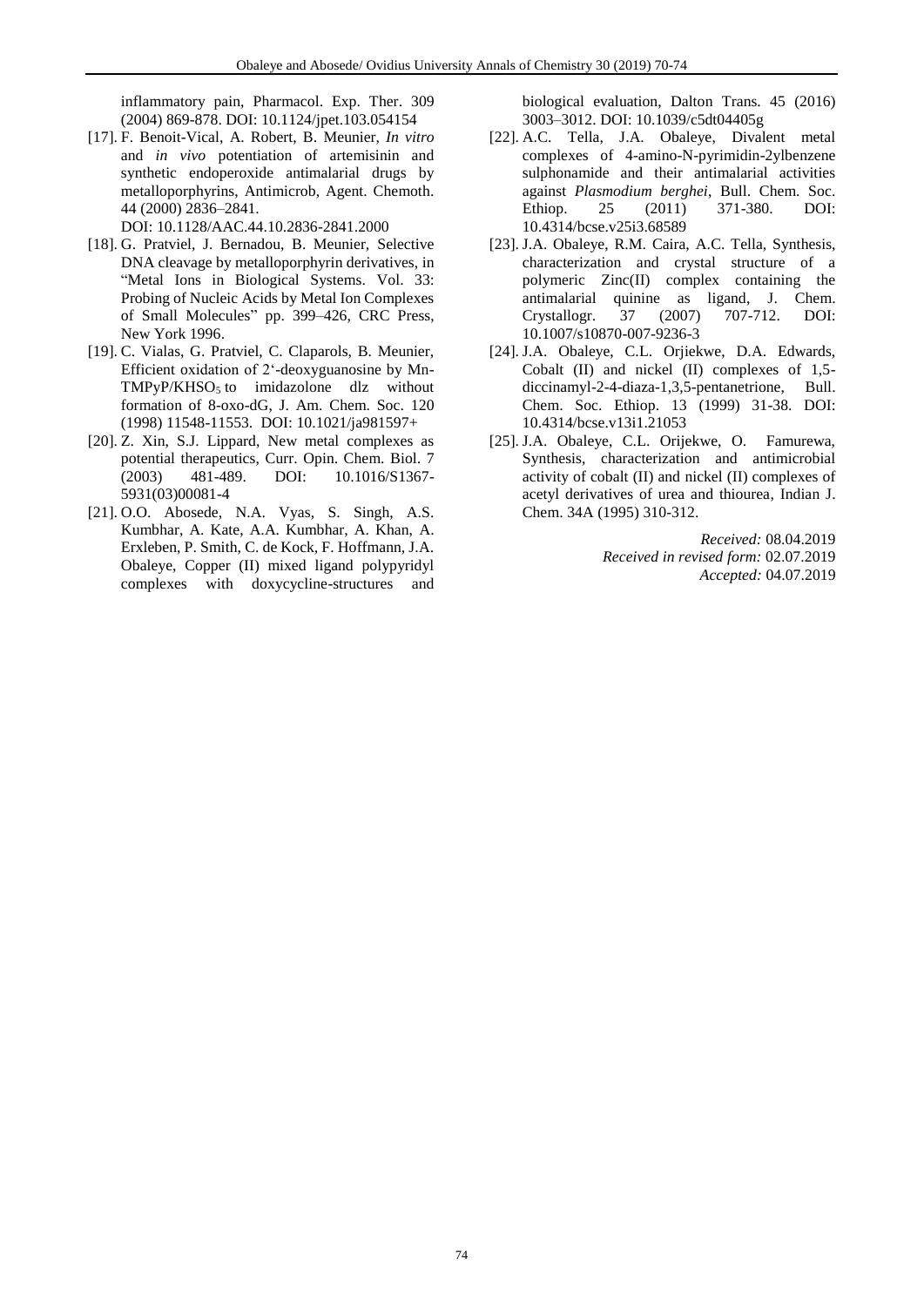inflammatory pain, Pharmacol. Exp. Ther. 309 (2004) 869-878. DOI: 10.1124/jpet.103.054154

[17]. F. Benoit-Vical, A. Robert, B. Meunier, *In vitro* and *in vivo* potentiation of artemisinin and synthetic endoperoxide antimalarial drugs by metalloporphyrins, Antimicrob, Agent. Chemoth. 44 (2000) 2836–2841. DOI: 10.1128/AAC.44.10.2836-2841.2000

[18]. G. Pratviel, J. Bernadou, B. Meunier, Selective DNA cleavage by metalloporphyrin derivatives, in "Metal Ions in Biological Systems. Vol. 33: Probing of Nucleic Acids by Metal Ion Complexes of Small Molecules" pp. 399–426, CRC Press, New York 1996.

[19]. C. Vialas, G. Pratviel, C. Claparols, B. Meunier, Efficient oxidation of 2'-deoxyguanosine by Mn-TMPyP/$KHSO_5$ to imidazolone dlz without formation of 8-oxo-dG, J. Am. Chem. Soc. 120 (1998) 11548-11553. DOI: 10.1021/ja981597+

[20]. Z. Xin, S.J. Lippard, New metal complexes as potential therapeutics, Curr. Opin. Chem. Biol. 7 (2003) 481-489. DOI: 10.1016/S1367-5931(03)00081-4

[21]. O.O. Abosede, N.A. Vyas, S. Singh, A.S. Kumbhar, A. Kate, A.A. Kumbhar, A. Khan, A. Erxleben, P. Smith, C. de Kock, F. Hoffmann, J.A. Obaleye, Copper (II) mixed ligand polypyridyl complexes with doxycycline-structures and biological evaluation, Dalton Trans. 45 (2016) 3003–3012. DOI: 10.1039/c5dt04405g

[22]. A.C. Tella, J.A. Obaleye, Divalent metal complexes of 4-amino-N-pyrimidin-2ylbenzene sulphonamide and their antimalarial activities against *Plasmodium berghei*, Bull. Chem. Soc. Ethiop. 25 (2011) 371-380. DOI: 10.4314/bcse.v25i3.68589

[23]. J.A. Obaleye, R.M. Caira, A.C. Tella, Synthesis, characterization and crystal structure of a polymeric Zinc(II) complex containing the antimalarial quinine as ligand, J. Chem. Crystallogr. 37 (2007) 707-712. DOI: 10.1007/s10870-007-9236-3

[24]. J.A. Obaleye, C.L. Orjiekwe, D.A. Edwards, Cobalt (II) and nickel (II) complexes of 1,5-diccinamyl-2-4-diaza-1,3,5-pentanetrione, Bull. Chem. Soc. Ethiop. 13 (1999) 31-38. DOI: 10.4314/bcse.v13i1.21053

[25]. J.A. Obaleye, C.L. Orijekwe, O. Famurewa, Synthesis, characterization and antimicrobial activity of cobalt (II) and nickel (II) complexes of acetyl derivatives of urea and thiourea, Indian J. Chem. 34A (1995) 310-312.

*Received:* 08.04.2019
*Received in revised form:* 02.07.2019
*Accepted:* 04.07.2019